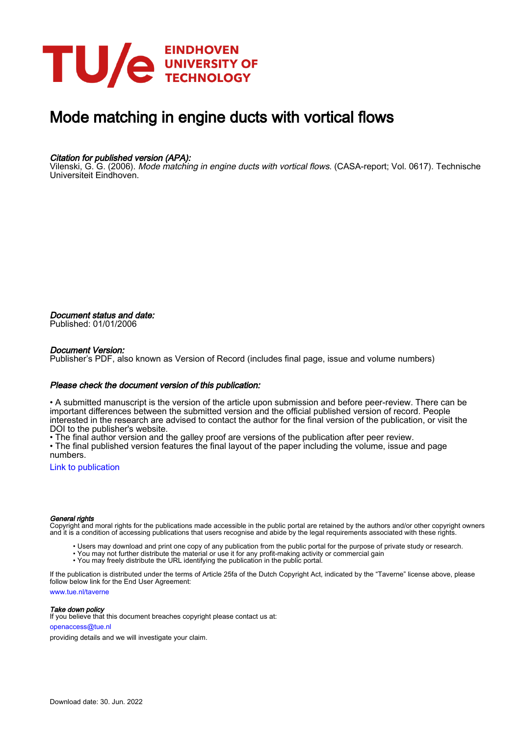EINDHOVEN UNIVERSITY OF TECHNOLOGY

# Mode matching in engine ducts with vortical flows

*Citation for published version (APA):*
Vilenski, G. G. (2006). *Mode matching in engine ducts with vortical flows.* (CASA-report; Vol. 0617). Technische Universiteit Eindhoven.

*Document status and date:*
Published: 01/01/2006

*Document Version:*
Publisher's PDF, also known as Version of Record (includes final page, issue and volume numbers)

*Please check the document version of this publication:*

• A submitted manuscript is the version of the article upon submission and before peer-review. There can be important differences between the submitted version and the official published version of record. People interested in the research are advised to contact the author for the final version of the publication, or visit the DOI to the publisher's website.
• The final author version and the galley proof are versions of the publication after peer review.
• The final published version features the final layout of the paper including the volume, issue and page numbers.

Link to publication

*General rights*
Copyright and moral rights for the publications made accessible in the public portal are retained by the authors and/or other copyright owners and it is a condition of accessing publications that users recognise and abide by the legal requirements associated with these rights.

- Users may download and print one copy of any publication from the public portal for the purpose of private study or research.
- You may not further distribute the material or use it for any profit-making activity or commercial gain
- You may freely distribute the URL identifying the publication in the public portal.

If the publication is distributed under the terms of Article 25fa of the Dutch Copyright Act, indicated by the "Taverne" license above, please follow below link for the End User Agreement:

www.tue.nl/taverne

*Take down policy*
If you believe that this document breaches copyright please contact us at:

openaccess@tue.nl

providing details and we will investigate your claim.

Download date: 30. Jun. 2022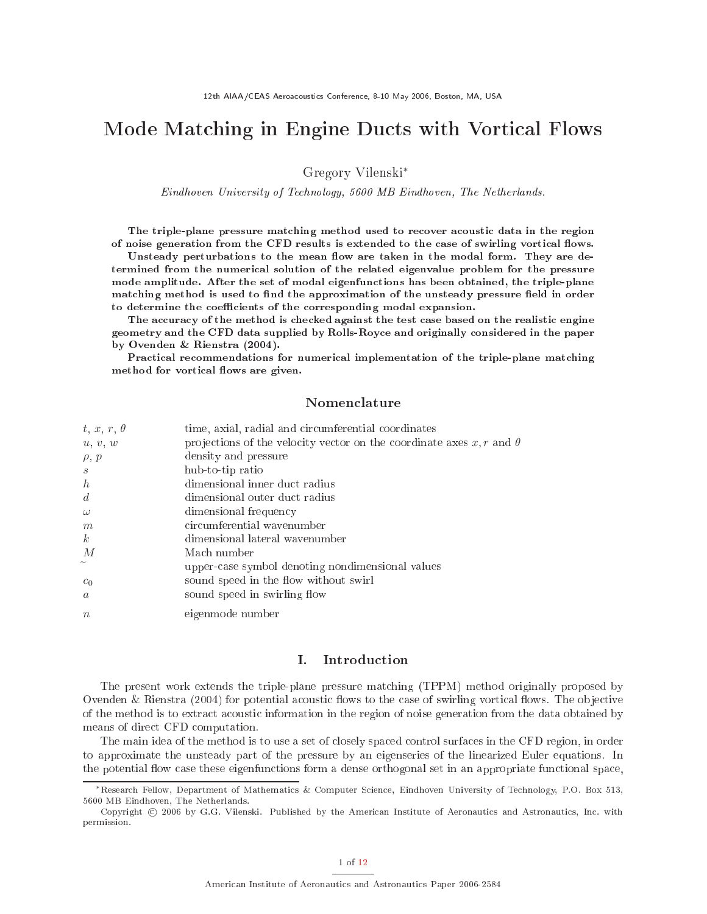# Mode Matching in Engine Ducts with Vortical Flows

Gregory Vilenski*

*Eindhoven University of Technology, 5600 MB Eindhoven, The Netherlands.*

**The triple-plane pressure matching method used to recover acoustic data in the region of noise generation from the CFD results is extended to the case of swirling vortical flows.**

**Unsteady perturbations to the mean flow are taken in the modal form. They are determined from the numerical solution of the related eigenvalue problem for the pressure mode amplitude. After the set of modal eigenfunctions has been obtained, the triple-plane matching method is used to find the approximation of the unsteady pressure field in order to determine the coefficients of the corresponding modal expansion.**

**The accuracy of the method is checked against the test case based on the realistic engine geometry and the CFD data supplied by Rolls-Royce and originally considered in the paper by Ovenden & Rienstra (2004).**

**Practical recommendations for numerical implementation of the triple-plane matching method for vortical flows are given.**

## Nomenclature

| | |
|---|---|
| $t$, $x$, $r$, $\theta$ | time, axial, radial and circumferential coordinates |
| $u$, $v$, $w$ | projections of the velocity vector on the coordinate axes $x, r$ and $\theta$ |
| $\rho$, $p$ | density and pressure |
| $s$ | hub-to-tip ratio |
| $h$ | dimensional inner duct radius |
| $d$ | dimensional outer duct radius |
| $\omega$ | dimensional frequency |
| $m$ | circumferential wavenumber |
| $k$ | dimensional lateral wavenumber |
| $M$ | Mach number |
| $\sim$ | upper-case symbol denoting nondimensional values |
| $c_0$ | sound speed in the flow without swirl |
| $a$ | sound speed in swirling flow |
| $n$ | eigenmode number |

## I. Introduction

The present work extends the triple-plane pressure matching (TPPM) method originally proposed by Ovenden & Rienstra (2004) for potential acoustic flows to the case of swirling vortical flows. The objective of the method is to extract acoustic information in the region of noise generation from the data obtained by means of direct CFD computation.

The main idea of the method is to use a set of closely spaced control surfaces in the CFD region, in order to approximate the unsteady part of the pressure by an eigenseries of the linearized Euler equations. In the potential flow case these eigenfunctions form a dense orthogonal set in an appropriate functional space,

*Research Fellow, Department of Mathematics & Computer Science, Eindhoven University of Technology, P.O. Box 513, 5600 MB Eindhoven, The Netherlands.

Copyright © 2006 by G.G. Vilenski. Published by the American Institute of Aeronautics and Astronautics, Inc. with permission.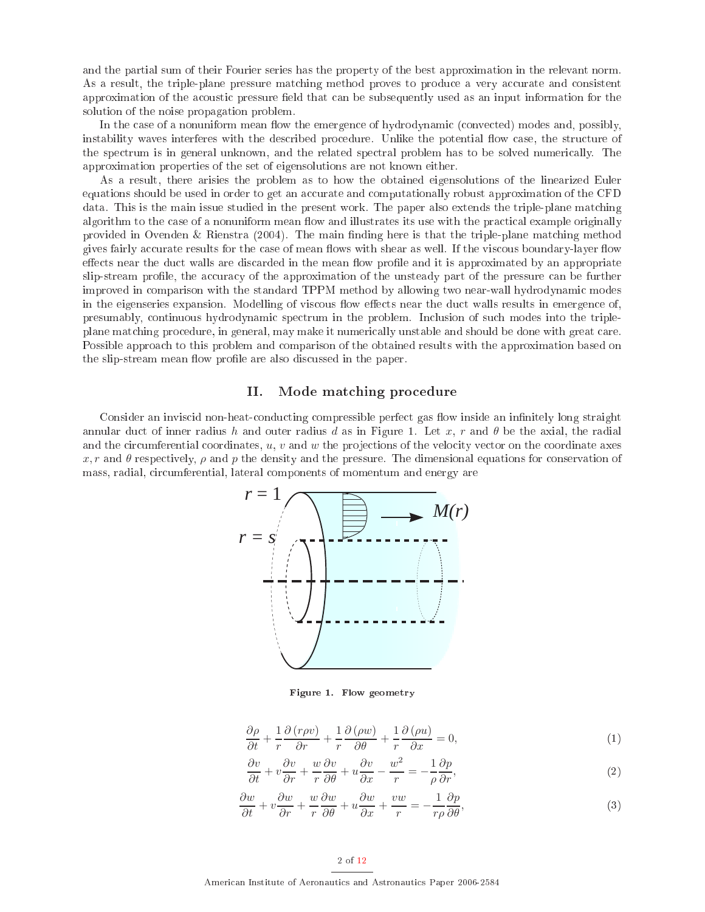and the partial sum of their Fourier series has the property of the best approximation in the relevant norm. As a result, the triple-plane pressure matching method proves to produce a very accurate and consistent approximation of the acoustic pressure field that can be subsequently used as an input information for the solution of the noise propagation problem.

In the case of a nonuniform mean flow the emergence of hydrodynamic (convected) modes and, possibly, instability waves interferes with the described procedure. Unlike the potential flow case, the structure of the spectrum is in general unknown, and the related spectral problem has to be solved numerically. The approximation properties of the set of eigensolutions are not known either.

As a result, there arisies the problem as to how the obtained eigensolutions of the linearized Euler equations should be used in order to get an accurate and computationally robust approximation of the CFD data. This is the main issue studied in the present work. The paper also extends the triple-plane matching algorithm to the case of a nonuniform mean flow and illustrates its use with the practical example originally provided in Ovenden & Rienstra (2004). The main finding here is that the triple-plane matching method gives fairly accurate results for the case of mean flows with shear as well. If the viscous boundary-layer flow effects near the duct walls are discarded in the mean flow profile and it is approximated by an appropriate slip-stream profile, the accuracy of the approximation of the unsteady part of the pressure can be further improved in comparison with the standard TPPM method by allowing two near-wall hydrodynamic modes in the eigenseries expansion. Modelling of viscous flow effects near the duct walls results in emergence of, presumably, continuous hydrodynamic spectrum in the problem. Inclusion of such modes into the triple-plane matching procedure, in general, may make it numerically unstable and should be done with great care. Possible approach to this problem and comparison of the obtained results with the approximation based on the slip-stream mean flow profile are also discussed in the paper.

## II. Mode matching procedure

Consider an inviscid non-heat-conducting compressible perfect gas flow inside an infinitely long straight annular duct of inner radius $h$ and outer radius $d$ as in Figure 1. Let $x$, $r$ and $\theta$ be the axial, the radial and the circumferential coordinates, $u$, $v$ and $w$ the projections of the velocity vector on the coordinate axes $x, r$ and $\theta$ respectively, $\rho$ and $p$ the density and the pressure. The dimensional equations for conservation of mass, radial, circumferential, lateral components of momentum and energy are

**Figure 1. Flow geometry**

$$\frac{\partial \rho}{\partial t} + \frac{1}{r}\frac{\partial (r\rho v)}{\partial r} + \frac{1}{r}\frac{\partial (\rho w)}{\partial \theta} + \frac{1}{r}\frac{\partial (\rho u)}{\partial x} = 0, \tag{1}$$

$$\frac{\partial v}{\partial t} + v\frac{\partial v}{\partial r} + \frac{w}{r}\frac{\partial v}{\partial \theta} + u\frac{\partial v}{\partial x} - \frac{w^2}{r} = -\frac{1}{\rho}\frac{\partial p}{\partial r}, \tag{2}$$

$$\frac{\partial w}{\partial t} + v\frac{\partial w}{\partial r} + \frac{w}{r}\frac{\partial w}{\partial \theta} + u\frac{\partial w}{\partial x} + \frac{vw}{r} = -\frac{1}{r\rho}\frac{\partial p}{\partial \theta}, \tag{3}$$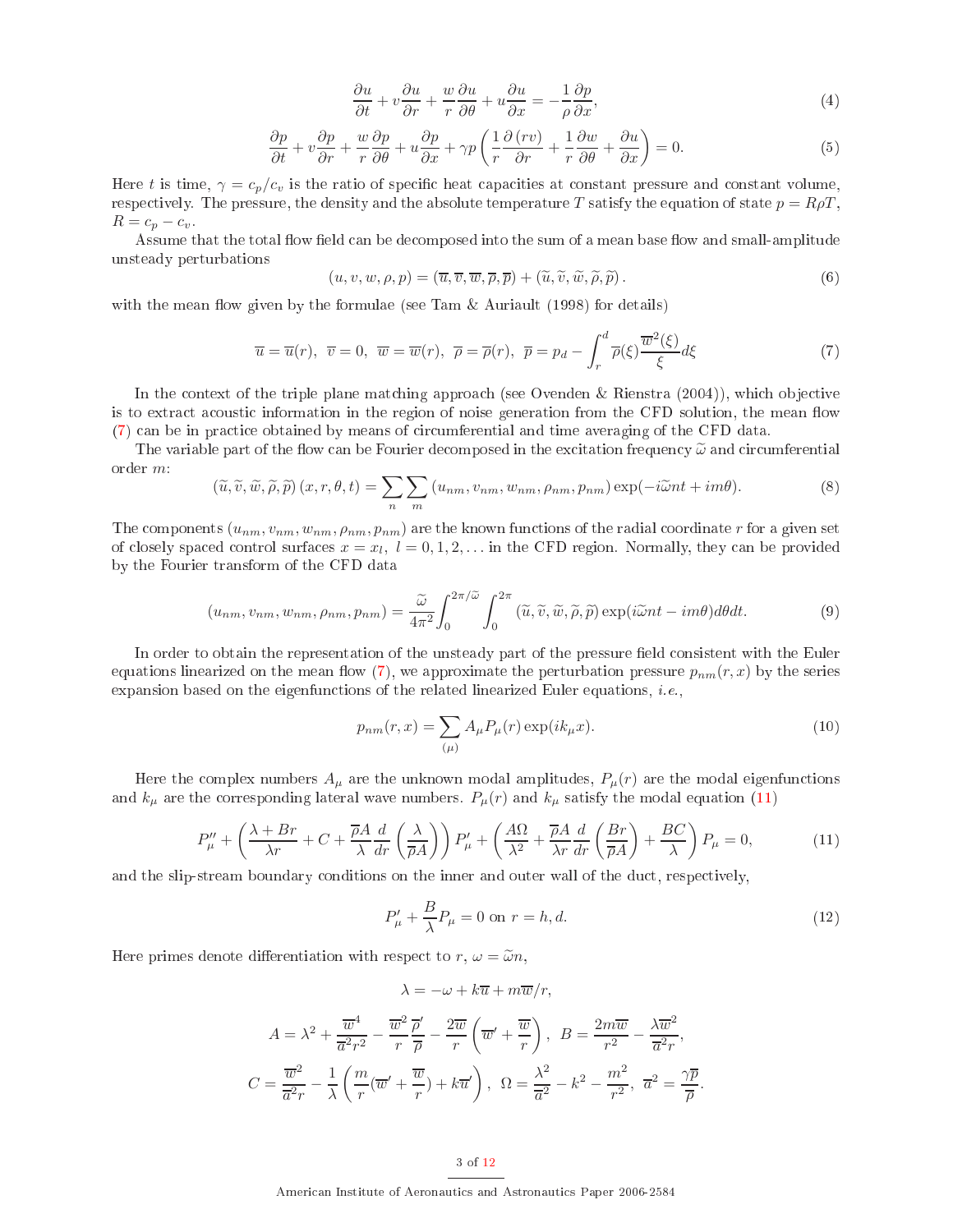$$\frac{\partial u}{\partial t} + v\frac{\partial u}{\partial r} + \frac{w}{r}\frac{\partial u}{\partial \theta} + u\frac{\partial u}{\partial x} = -\frac{1}{\rho}\frac{\partial p}{\partial x}, \tag{4}$$

$$\frac{\partial p}{\partial t} + v\frac{\partial p}{\partial r} + \frac{w}{r}\frac{\partial p}{\partial \theta} + u\frac{\partial p}{\partial x} + \gamma p\left(\frac{1}{r}\frac{\partial (rv)}{\partial r} + \frac{1}{r}\frac{\partial w}{\partial \theta} + \frac{\partial u}{\partial x}\right) = 0. \tag{5}$$

Here $t$ is time, $\gamma = c_p/c_v$ is the ratio of specific heat capacities at constant pressure and constant volume, respectively. The pressure, the density and the absolute temperature $T$ satisfy the equation of state $p = R\rho T$, $R = c_p - c_v$.

Assume that the total flow field can be decomposed into the sum of a mean base flow and small-amplitude unsteady perturbations

$$(u, v, w, \rho, p) = (\overline{u}, \overline{v}, \overline{w}, \overline{\rho}, \overline{p}) + (\widetilde{u}, \widetilde{v}, \widetilde{w}, \widetilde{\rho}, \widetilde{p}). \tag{6}$$

with the mean flow given by the formulae (see Tam & Auriault (1998) for details)

$$\overline{u} = \overline{u}(r),\ \ \overline{v} = 0,\ \ \overline{w} = \overline{w}(r),\ \ \overline{\rho} = \overline{\rho}(r),\ \ \overline{p} = p_d - \int_r^d \overline{\rho}(\xi)\frac{\overline{w}^2(\xi)}{\xi}d\xi \tag{7}$$

In the context of the triple plane matching approach (see Ovenden & Rienstra (2004)), which objective is to extract acoustic information in the region of noise generation from the CFD solution, the mean flow (7) can be in practice obtained by means of circumferential and time averaging of the CFD data.

The variable part of the flow can be Fourier decomposed in the excitation frequency $\widetilde{\omega}$ and circumferential order $m$:

$$(\widetilde{u}, \widetilde{v}, \widetilde{w}, \widetilde{\rho}, \widetilde{p})(x, r, \theta, t) = \sum_n \sum_m (u_{nm}, v_{nm}, w_{nm}, \rho_{nm}, p_{nm}) \exp(-i\widetilde{\omega}nt + im\theta). \tag{8}$$

The components $(u_{nm}, v_{nm}, w_{nm}, \rho_{nm}, p_{nm})$ are the known functions of the radial coordinate $r$ for a given set of closely spaced control surfaces $x = x_l,\ l = 0, 1, 2, \ldots$ in the CFD region. Normally, they can be provided by the Fourier transform of the CFD data

$$(u_{nm}, v_{nm}, w_{nm}, \rho_{nm}, p_{nm}) = \frac{\widetilde{\omega}}{4\pi^2}\int_0^{2\pi/\widetilde{\omega}}\int_0^{2\pi} (\widetilde{u}, \widetilde{v}, \widetilde{w}, \widetilde{\rho}, \widetilde{p}) \exp(i\widetilde{\omega}nt - im\theta) d\theta dt. \tag{9}$$

In order to obtain the representation of the unsteady part of the pressure field consistent with the Euler equations linearized on the mean flow (7), we approximate the perturbation pressure $p_{nm}(r, x)$ by the series expansion based on the eigenfunctions of the related linearized Euler equations, *i.e.*,

$$p_{nm}(r, x) = \sum_{(\mu)} A_\mu P_\mu(r) \exp(ik_\mu x). \tag{10}$$

Here the complex numbers $A_\mu$ are the unknown modal amplitudes, $P_\mu(r)$ are the modal eigenfunctions and $k_\mu$ are the corresponding lateral wave numbers. $P_\mu(r)$ and $k_\mu$ satisfy the modal equation (11)

$$P_\mu'' + \left(\frac{\lambda + Br}{\lambda r} + C + \frac{\overline{\rho}A}{\lambda}\frac{d}{dr}\left(\frac{\lambda}{\overline{\rho}A}\right)\right)P_\mu' + \left(\frac{A\Omega}{\lambda^2} + \frac{\overline{\rho}A}{\lambda r}\frac{d}{dr}\left(\frac{Br}{\overline{\rho}A}\right) + \frac{BC}{\lambda}\right)P_\mu = 0, \tag{11}$$

and the slip-stream boundary conditions on the inner and outer wall of the duct, respectively,

$$P_\mu' + \frac{B}{\lambda}P_\mu = 0 \text{ on } r = h, d. \tag{12}$$

Here primes denote differentiation with respect to $r$, $\omega = \widetilde{\omega}n$,

$$\lambda = -\omega + k\overline{u} + m\overline{w}/r,$$

$$A = \lambda^2 + \frac{\overline{w}^4}{\overline{a}^2 r^2} - \frac{\overline{w}^2}{r}\frac{\overline{\rho}'}{\overline{\rho}} - \frac{2\overline{w}}{r}\left(\overline{w}' + \frac{\overline{w}}{r}\right),\ \ B = \frac{2m\overline{w}}{r^2} - \frac{\lambda\overline{w}^2}{\overline{a}^2 r},$$

$$C = \frac{\overline{w}^2}{\overline{a}^2 r} - \frac{1}{\lambda}\left(\frac{m}{r}(\overline{w}' + \frac{\overline{w}}{r}) + k\overline{u}'\right),\ \ \Omega = \frac{\lambda^2}{\overline{a}^2} - k^2 - \frac{m^2}{r^2},\ \ \overline{a}^2 = \frac{\gamma\overline{p}}{\overline{\rho}}.$$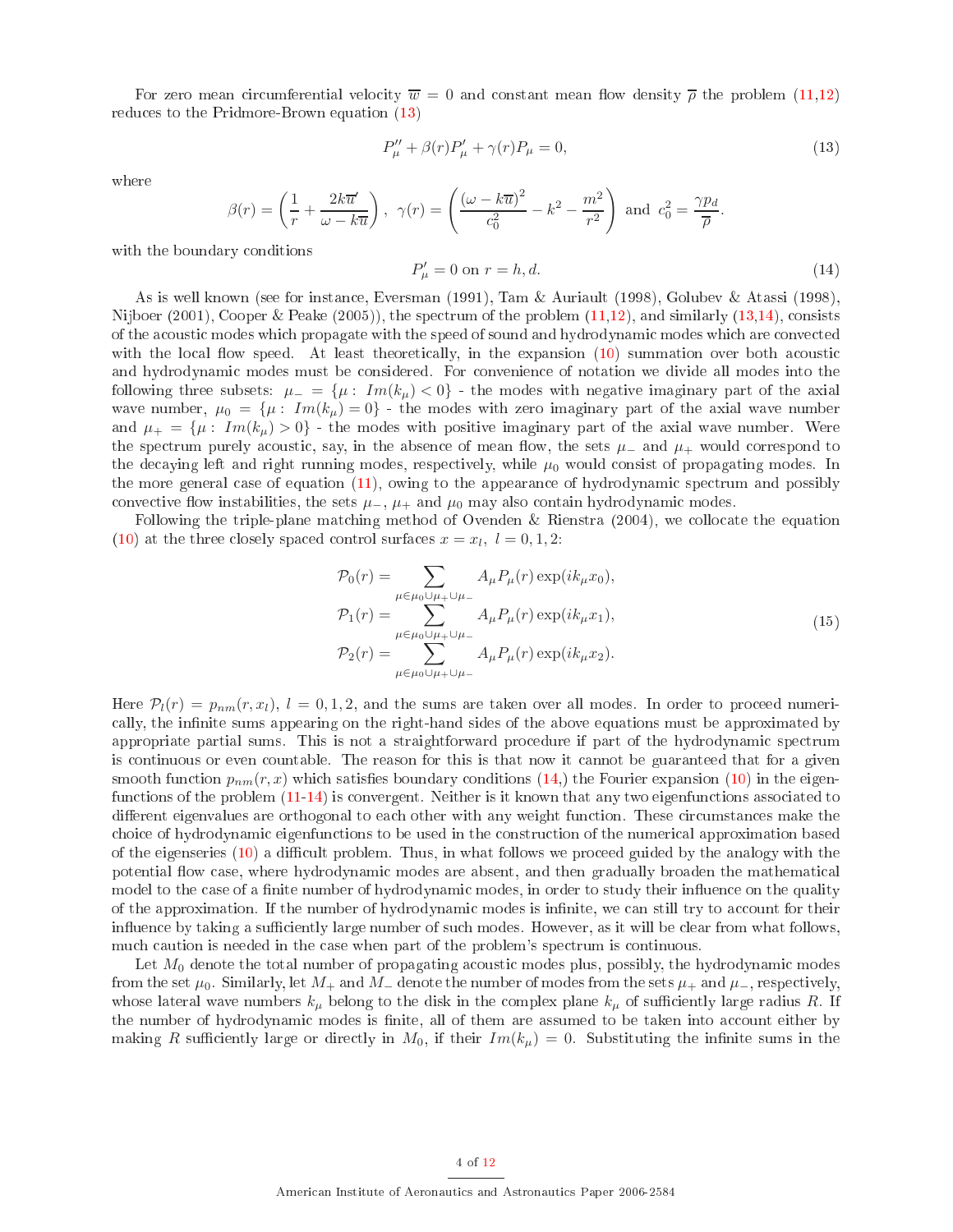For zero mean circumferential velocity $\overline{w} = 0$ and constant mean flow density $\overline{\rho}$ the problem (11,12) reduces to the Pridmore-Brown equation (13)

$$P''_\mu + \beta(r)P'_\mu + \gamma(r)P_\mu = 0, \tag{13}$$

where

$$\beta(r) = \left(\frac{1}{r} + \frac{2k\overline{u}'}{\omega - k\overline{u}}\right), \;\; \gamma(r) = \left(\frac{(\omega - k\overline{u})^2}{c_0^2} - k^2 - \frac{m^2}{r^2}\right) \text{ and } c_0^2 = \frac{\gamma p_d}{\overline{\rho}}.$$

with the boundary conditions

$$P'_\mu = 0 \text{ on } r = h, d. \tag{14}$$

As is well known (see for instance, Eversman (1991), Tam & Auriault (1998), Golubev & Atassi (1998), Nijboer (2001), Cooper & Peake (2005)), the spectrum of the problem (11,12), and similarly (13,14), consists of the acoustic modes which propagate with the speed of sound and hydrodynamic modes which are convected with the local flow speed. At least theoretically, in the expansion (10) summation over both acoustic and hydrodynamic modes must be considered. For convenience of notation we divide all modes into the following three subsets: $\mu_- = \{\mu : \, Im(k_\mu) < 0\}$ - the modes with negative imaginary part of the axial wave number, $\mu_0 = \{\mu : \, Im(k_\mu) = 0\}$ - the modes with zero imaginary part of the axial wave number and $\mu_+ = \{\mu : \, Im(k_\mu) > 0\}$ - the modes with positive imaginary part of the axial wave number. Were the spectrum purely acoustic, say, in the absence of mean flow, the sets $\mu_-$ and $\mu_+$ would correspond to the decaying left and right running modes, respectively, while $\mu_0$ would consist of propagating modes. In the more general case of equation (11), owing to the appearance of hydrodynamic spectrum and possibly convective flow instabilities, the sets $\mu_-$, $\mu_+$ and $\mu_0$ may also contain hydrodynamic modes.

Following the triple-plane matching method of Ovenden & Rienstra (2004), we collocate the equation (10) at the three closely spaced control surfaces $x = x_l, \; l = 0, 1, 2$:

$$\begin{aligned}
\mathcal{P}_0(r) &= \sum_{\mu \in \mu_0 \cup \mu_+ \cup \mu_-} A_\mu P_\mu(r) \exp(ik_\mu x_0), \\
\mathcal{P}_1(r) &= \sum_{\mu \in \mu_0 \cup \mu_+ \cup \mu_-} A_\mu P_\mu(r) \exp(ik_\mu x_1), \\
\mathcal{P}_2(r) &= \sum_{\mu \in \mu_0 \cup \mu_+ \cup \mu_-} A_\mu P_\mu(r) \exp(ik_\mu x_2).
\end{aligned} \tag{15}$$

Here $\mathcal{P}_l(r) = p_{nm}(r, x_l), \; l = 0, 1, 2$, and the sums are taken over all modes. In order to proceed numerically, the infinite sums appearing on the right-hand sides of the above equations must be approximated by appropriate partial sums. This is not a straightforward procedure if part of the hydrodynamic spectrum is continuous or even countable. The reason for this is that now it cannot be guaranteed that for a given smooth function $p_{nm}(r, x)$ which satisfies boundary conditions (14,) the Fourier expansion (10) in the eigenfunctions of the problem (11-14) is convergent. Neither is it known that any two eigenfunctions associated to different eigenvalues are orthogonal to each other with any weight function. These circumstances make the choice of hydrodynamic eigenfunctions to be used in the construction of the numerical approximation based of the eigenseries (10) a difficult problem. Thus, in what follows we proceed guided by the analogy with the potential flow case, where hydrodynamic modes are absent, and then gradually broaden the mathematical model to the case of a finite number of hydrodynamic modes, in order to study their influence on the quality of the approximation. If the number of hydrodynamic modes is infinite, we can still try to account for their influence by taking a sufficiently large number of such modes. However, as it will be clear from what follows, much caution is needed in the case when part of the problem's spectrum is continuous.

Let $M_0$ denote the total number of propagating acoustic modes plus, possibly, the hydrodynamic modes from the set $\mu_0$. Similarly, let $M_+$ and $M_-$ denote the number of modes from the sets $\mu_+$ and $\mu_-$, respectively, whose lateral wave numbers $k_\mu$ belong to the disk in the complex plane $k_\mu$ of sufficiently large radius $R$. If the number of hydrodynamic modes is finite, all of them are assumed to be taken into account either by making $R$ sufficiently large or directly in $M_0$, if their $Im(k_\mu) = 0$. Substituting the infinite sums in the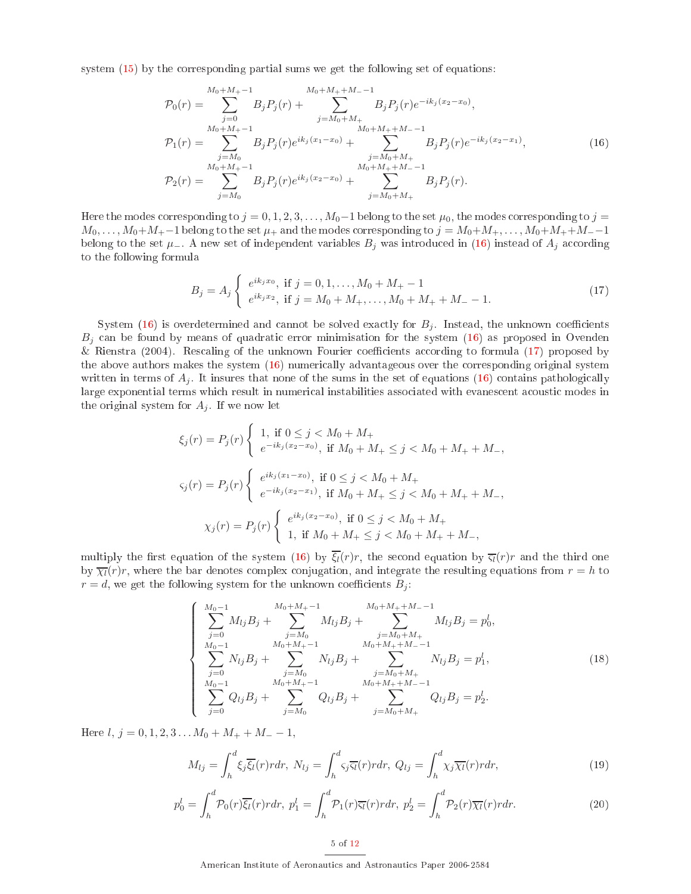system (15) by the corresponding partial sums we get the following set of equations:

$$
\begin{aligned}
\mathcal{P}_0(r) &= \sum_{j=0}^{M_0+M_+-1} B_j P_j(r) + \sum_{j=M_0+M_+}^{M_0+M_++M_--1} B_j P_j(r) e^{-ik_j(x_2-x_0)}, \\
\mathcal{P}_1(r) &= \sum_{j=M_0}^{M_0+M_+-1} B_j P_j(r) e^{ik_j(x_1-x_0)} + \sum_{j=M_0+M_+}^{M_0+M_++M_--1} B_j P_j(r) e^{-ik_j(x_2-x_1)}, \\
\mathcal{P}_2(r) &= \sum_{j=M_0}^{M_0+M_+-1} B_j P_j(r) e^{ik_j(x_2-x_0)} + \sum_{j=M_0+M_+}^{M_0+M_++M_--1} B_j P_j(r).
\end{aligned}
\tag{16}
$$

Here the modes corresponding to $j = 0, 1, 2, 3, \ldots, M_0-1$ belong to the set $\mu_0$, the modes corresponding to $j = M_0, \ldots, M_0+M_+-1$ belong to the set $\mu_+$ and the modes corresponding to $j = M_0+M_+, \ldots, M_0+M_++M_--1$ belong to the set $\mu_-$. A new set of independent variables $B_j$ was introduced in (16) instead of $A_j$ according to the following formula

$$
B_j = A_j \left\{ \begin{array}{l} e^{ik_j x_0}, \text{ if } j = 0, 1, \ldots, M_0 + M_+ - 1 \\ e^{ik_j x_2}, \text{ if } j = M_0 + M_+, \ldots, M_0 + M_+ + M_- - 1. \end{array} \right. \tag{17}
$$

System (16) is overdetermined and cannot be solved exactly for $B_j$. Instead, the unknown coefficients $B_j$ can be found by means of quadratic error minimisation for the system (16) as proposed in Ovenden & Rienstra (2004). Rescaling of the unknown Fourier coefficients according to formula (17) proposed by the above authors makes the system (16) numerically advantageous over the corresponding original system written in terms of $A_j$. It insures that none of the sums in the set of equations (16) contains pathologically large exponential terms which result in numerical instabilities associated with evanescent acoustic modes in the original system for $A_j$. If we now let

$$
\xi_j(r) = P_j(r) \left\{ \begin{array}{l} 1, \text{ if } 0 \le j < M_0 + M_+ \\ e^{-ik_j(x_2-x_0)}, \text{ if } M_0 + M_+ \le j < M_0 + M_+ + M_-, \end{array} \right.
$$

$$
\varsigma_j(r) = P_j(r) \left\{ \begin{array}{l} e^{ik_j(x_1-x_0)}, \text{ if } 0 \le j < M_0 + M_+ \\ e^{-ik_j(x_2-x_1)}, \text{ if } M_0 + M_+ \le j < M_0 + M_+ + M_-, \end{array} \right.
$$

$$
\chi_j(r) = P_j(r) \left\{ \begin{array}{l} e^{ik_j(x_2-x_0)}, \text{ if } 0 \le j < M_0 + M_+ \\ 1, \text{ if } M_0 + M_+ \le j < M_0 + M_+ + M_-, \end{array} \right.
$$

multiply the first equation of the system (16) by $\overline{\xi_l}(r)r$, the second equation by $\overline{\varsigma_l}(r)r$ and the third one by $\overline{\chi_l}(r)r$, where the bar denotes complex conjugation, and integrate the resulting equations from $r = h$ to $r = d$, we get the following system for the unknown coefficients $B_j$:

$$
\left\{ \begin{array}{l}
\displaystyle\sum_{j=0}^{M_0-1} M_{lj} B_j + \sum_{j=M_0}^{M_0+M_+-1} M_{lj} B_j + \sum_{j=M_0+M_+}^{M_0+M_++M_--1} M_{lj} B_j = p_0^l, \\
\displaystyle\sum_{j=0}^{M_0-1} N_{lj} B_j + \sum_{j=M_0}^{M_0+M_+-1} N_{lj} B_j + \sum_{j=M_0+M_+}^{M_0+M_++M_--1} N_{lj} B_j = p_1^l, \\
\displaystyle\sum_{j=0}^{M_0-1} Q_{lj} B_j + \sum_{j=M_0}^{M_0+M_+-1} Q_{lj} B_j + \sum_{j=M_0+M_+}^{M_0+M_++M_--1} Q_{lj} B_j = p_2^l.
\end{array} \right. \tag{18}
$$

Here $l,\ j = 0, 1, 2, 3 \ldots M_0 + M_+ + M_- - 1$,

$$
M_{lj} = \int_h^d \xi_j \overline{\xi_l}(r) r dr, \; N_{lj} = \int_h^d \varsigma_j \overline{\varsigma_l}(r) r dr, \; Q_{lj} = \int_h^d \chi_j \overline{\chi_l}(r) r dr, \tag{19}
$$

$$
p_0^l = \int_h^d \mathcal{P}_0(r) \overline{\xi_l}(r) r dr, \; p_1^l = \int_h^d \mathcal{P}_1(r) \overline{\varsigma_l}(r) r dr, \; p_2^l = \int_h^d \mathcal{P}_2(r) \overline{\chi_l}(r) r dr. \tag{20}
$$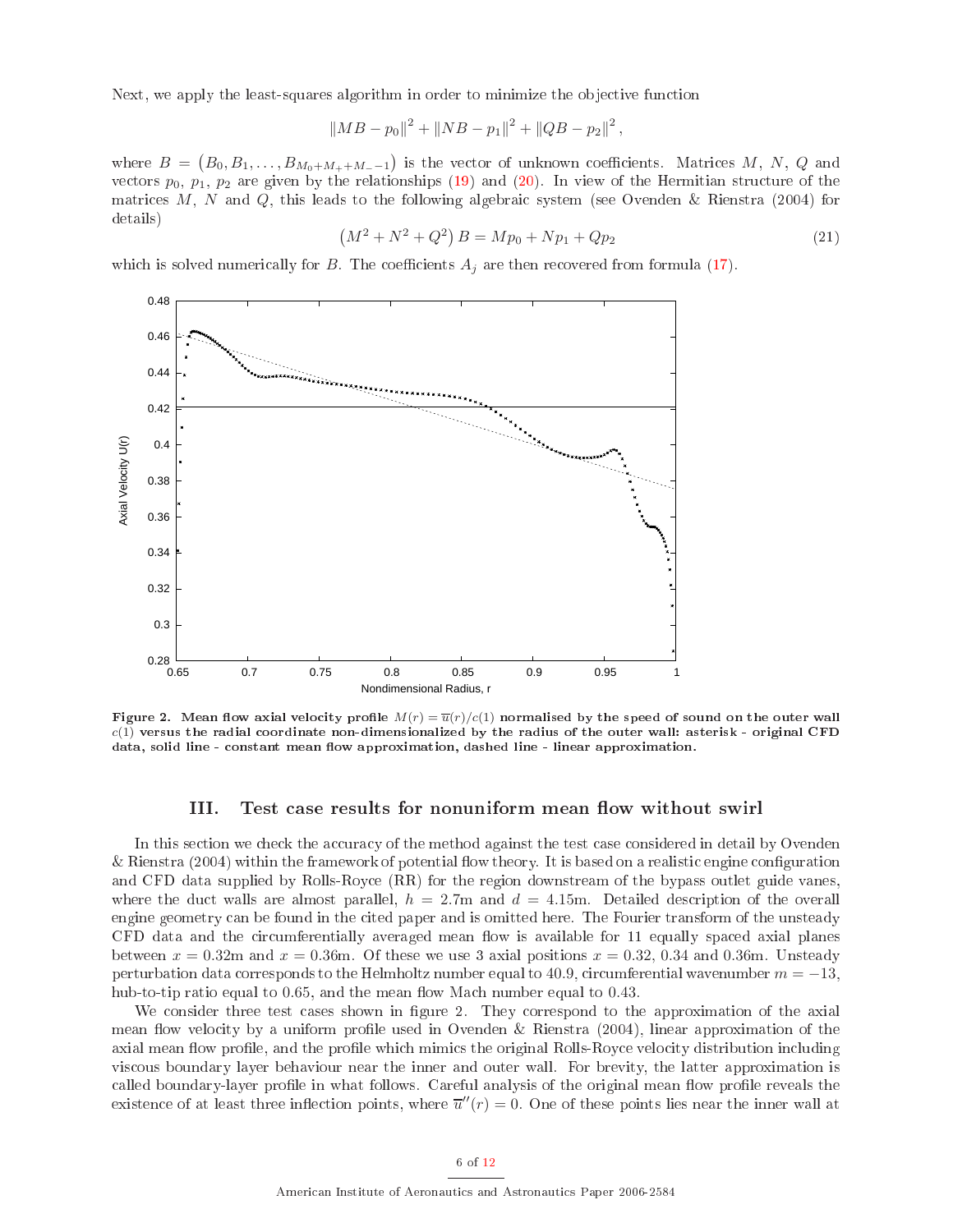Next, we apply the least-squares algorithm in order to minimize the objective function

$$\|MB - p_0\|^2 + \|NB - p_1\|^2 + \|QB - p_2\|^2,$$

where $B = \left(B_0, B_1, \ldots, B_{M_0+M_++M_--1}\right)$ is the vector of unknown coefficients. Matrices $M$, $N$, $Q$ and vectors $p_0$, $p_1$, $p_2$ are given by the relationships (19) and (20). In view of the Hermitian structure of the matrices $M$, $N$ and $Q$, this leads to the following algebraic system (see Ovenden & Rienstra (2004) for details)

$$\left(M^2 + N^2 + Q^2\right) B = Mp_0 + Np_1 + Qp_2 \tag{21}$$

which is solved numerically for $B$. The coefficients $A_j$ are then recovered from formula (17).

**Figure 2. Mean flow axial velocity profile $M(r) = \overline{u}(r)/c(1)$ normalised by the speed of sound on the outer wall $c(1)$ versus the radial coordinate non-dimensionalized by the radius of the outer wall: asterisk - original CFD data, solid line - constant mean flow approximation, dashed line - linear approximation.**

## III. Test case results for nonuniform mean flow without swirl

In this section we check the accuracy of the method against the test case considered in detail by Ovenden & Rienstra (2004) within the framework of potential flow theory. It is based on a realistic engine configuration and CFD data supplied by Rolls-Royce (RR) for the region downstream of the bypass outlet guide vanes, where the duct walls are almost parallel, $h = 2.7$m and $d = 4.15$m. Detailed description of the overall engine geometry can be found in the cited paper and is omitted here. The Fourier transform of the unsteady CFD data and the circumferentially averaged mean flow is available for 11 equally spaced axial planes between $x = 0.32$m and $x = 0.36$m. Of these we use 3 axial positions $x = 0.32$, $0.34$ and $0.36$m. Unsteady perturbation data corresponds to the Helmholtz number equal to 40.9, circumferential wavenumber $m = -13$, hub-to-tip ratio equal to 0.65, and the mean flow Mach number equal to 0.43.

We consider three test cases shown in figure 2. They correspond to the approximation of the axial mean flow velocity by a uniform profile used in Ovenden & Rienstra (2004), linear approximation of the axial mean flow profile, and the profile which mimics the original Rolls-Royce velocity distribution including viscous boundary layer behaviour near the inner and outer wall. For brevity, the latter approximation is called boundary-layer profile in what follows. Careful analysis of the original mean flow profile reveals the existence of at least three inflection points, where $\overline{u}''(r) = 0$. One of these points lies near the inner wall at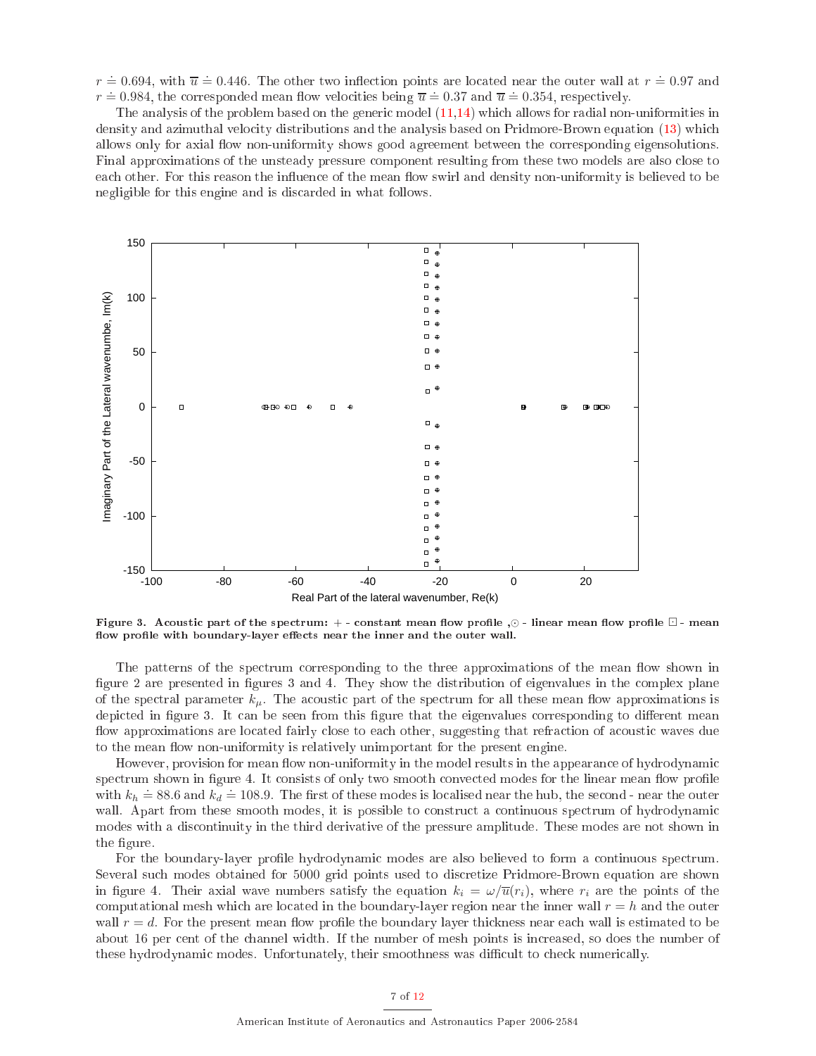$r \doteq 0.694$, with $\overline{u} \doteq 0.446$. The other two inflection points are located near the outer wall at $r \doteq 0.97$ and $r \doteq 0.984$, the corresponded mean flow velocities being $\overline{u} \doteq 0.37$ and $\overline{u} \doteq 0.354$, respectively.

The analysis of the problem based on the generic model (11,14) which allows for radial non-uniformities in density and azimuthal velocity distributions and the analysis based on Pridmore-Brown equation (13) which allows only for axial flow non-uniformity shows good agreement between the corresponding eigensolutions. Final approximations of the unsteady pressure component resulting from these two models are also close to each other. For this reason the influence of the mean flow swirl and density non-uniformity is believed to be negligible for this engine and is discarded in what follows.

**Figure 3. Acoustic part of the spectrum: + - constant mean flow profile ,⊙ - linear mean flow profile ⊡ - mean flow profile with boundary-layer effects near the inner and the outer wall.**

The patterns of the spectrum corresponding to the three approximations of the mean flow shown in figure 2 are presented in figures 3 and 4. They show the distribution of eigenvalues in the complex plane of the spectral parameter $k_\mu$. The acoustic part of the spectrum for all these mean flow approximations is depicted in figure 3. It can be seen from this figure that the eigenvalues corresponding to different mean flow approximations are located fairly close to each other, suggesting that refraction of acoustic waves due to the mean flow non-uniformity is relatively unimportant for the present engine.

However, provision for mean flow non-uniformity in the model results in the appearance of hydrodynamic spectrum shown in figure 4. It consists of only two smooth convected modes for the linear mean flow profile with $k_h \doteq 88.6$ and $k_d \doteq 108.9$. The first of these modes is localised near the hub, the second - near the outer wall. Apart from these smooth modes, it is possible to construct a continuous spectrum of hydrodynamic modes with a discontinuity in the third derivative of the pressure amplitude. These modes are not shown in the figure.

For the boundary-layer profile hydrodynamic modes are also believed to form a continuous spectrum. Several such modes obtained for 5000 grid points used to discretize Pridmore-Brown equation are shown in figure 4. Their axial wave numbers satisfy the equation $k_i = \omega/\overline{u}(r_i)$, where $r_i$ are the points of the computational mesh which are located in the boundary-layer region near the inner wall $r = h$ and the outer wall $r = d$. For the present mean flow profile the boundary layer thickness near each wall is estimated to be about 16 per cent of the channel width. If the number of mesh points is increased, so does the number of these hydrodynamic modes. Unfortunately, their smoothness was difficult to check numerically.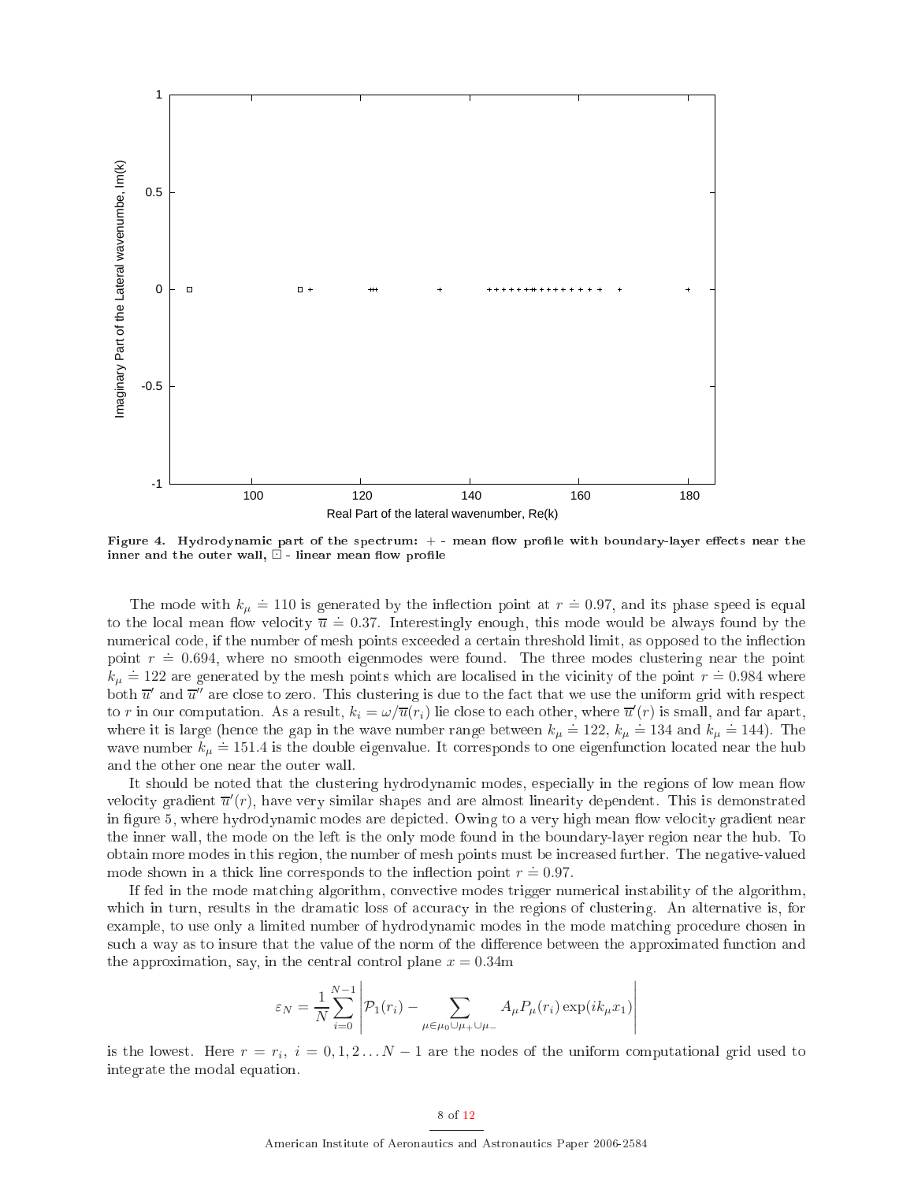**Figure 4. Hydrodynamic part of the spectrum: + - mean flow profile with boundary-layer effects near the inner and the outer wall, ⊡ - linear mean flow profile**

The mode with $k_\mu \doteq 110$ is generated by the inflection point at $r \doteq 0.97$, and its phase speed is equal to the local mean flow velocity $\overline{u} \doteq 0.37$. Interestingly enough, this mode would be always found by the numerical code, if the number of mesh points exceeded a certain threshold limit, as opposed to the inflection point $r \doteq 0.694$, where no smooth eigenmodes were found. The three modes clustering near the point $k_\mu \doteq 122$ are generated by the mesh points which are localised in the vicinity of the point $r \doteq 0.984$ where both $\overline{u}'$ and $\overline{u}''$ are close to zero. This clustering is due to the fact that we use the uniform grid with respect to $r$ in our computation. As a result, $k_i = \omega/\overline{u}(r_i)$ lie close to each other, where $\overline{u}'(r)$ is small, and far apart, where it is large (hence the gap in the wave number range between $k_\mu \doteq 122$, $k_\mu \doteq 134$ and $k_\mu \doteq 144$). The wave number $k_\mu \doteq 151.4$ is the double eigenvalue. It corresponds to one eigenfunction located near the hub and the other one near the outer wall.

It should be noted that the clustering hydrodynamic modes, especially in the regions of low mean flow velocity gradient $\overline{u}'(r)$, have very similar shapes and are almost linearity dependent. This is demonstrated in figure 5, where hydrodynamic modes are depicted. Owing to a very high mean flow velocity gradient near the inner wall, the mode on the left is the only mode found in the boundary-layer region near the hub. To obtain more modes in this region, the number of mesh points must be increased further. The negative-valued mode shown in a thick line corresponds to the inflection point $r \doteq 0.97$.

If fed in the mode matching algorithm, convective modes trigger numerical instability of the algorithm, which in turn, results in the dramatic loss of accuracy in the regions of clustering. An alternative is, for example, to use only a limited number of hydrodynamic modes in the mode matching procedure chosen in such a way as to insure that the value of the norm of the difference between the approximated function and the approximation, say, in the central control plane $x = 0.34$m

$$\varepsilon_N = \frac{1}{N}\sum_{i=0}^{N-1}\left|\mathcal{P}_1(r_i) - \sum_{\mu\in\mu_0\cup\mu_+\cup\mu_-} A_\mu P_\mu(r_i)\exp(ik_\mu x_1)\right|$$

is the lowest. Here $r = r_i$, $i = 0, 1, 2 \ldots N-1$ are the nodes of the uniform computational grid used to integrate the modal equation.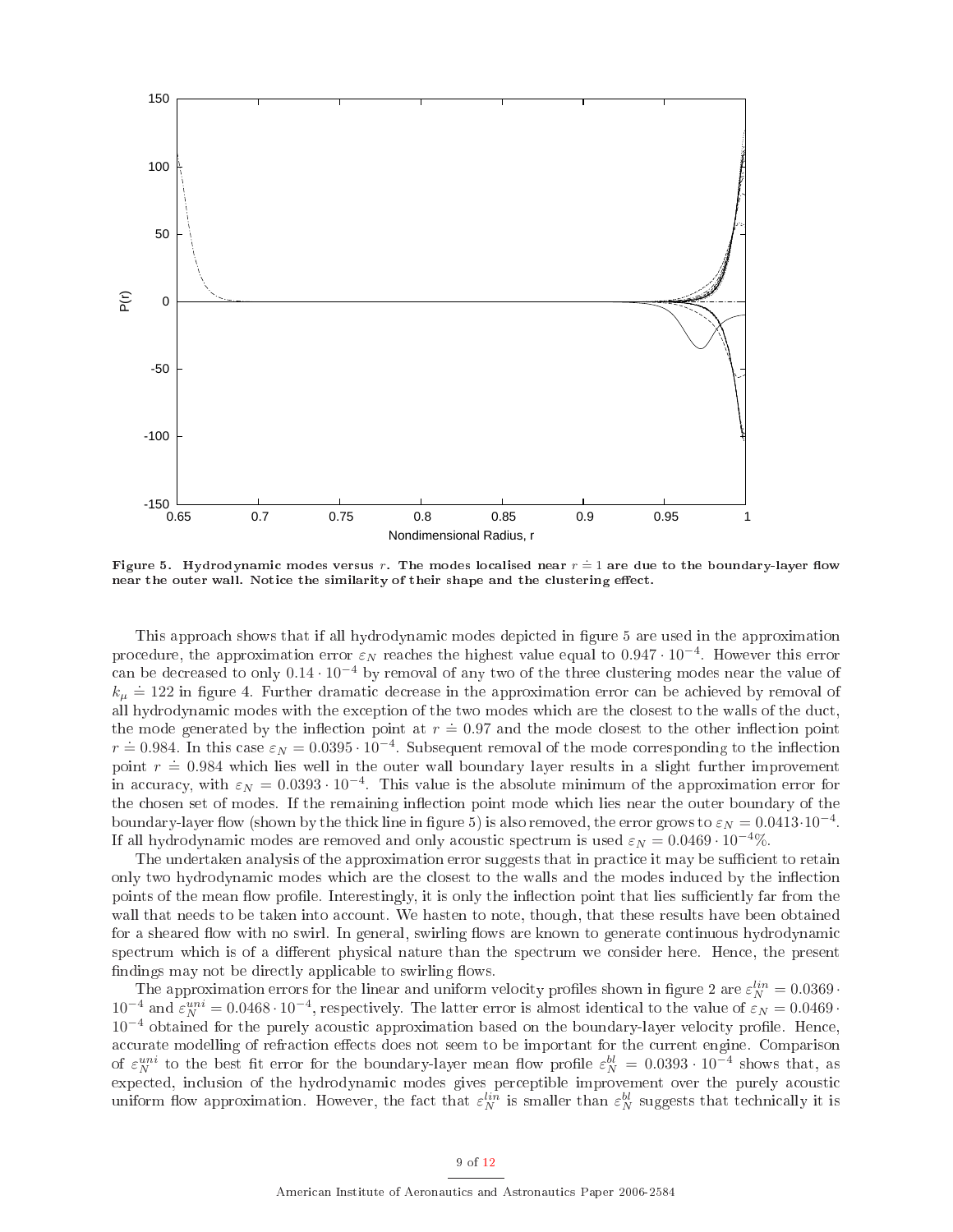**Figure 5. Hydrodynamic modes versus $r$. The modes localised near $r \doteq 1$ are due to the boundary-layer flow near the outer wall. Notice the similarity of their shape and the clustering effect.**

This approach shows that if all hydrodynamic modes depicted in figure 5 are used in the approximation procedure, the approximation error $\varepsilon_N$ reaches the highest value equal to $0.947 \cdot 10^{-4}$. However this error can be decreased to only $0.14 \cdot 10^{-4}$ by removal of any two of the three clustering modes near the value of $k_\mu \doteq 122$ in figure 4. Further dramatic decrease in the approximation error can be achieved by removal of all hydrodynamic modes with the exception of the two modes which are the closest to the walls of the duct, the mode generated by the inflection point at $r \doteq 0.97$ and the mode closest to the other inflection point $r \doteq 0.984$. In this case $\varepsilon_N = 0.0395 \cdot 10^{-4}$. Subsequent removal of the mode corresponding to the inflection point $r \doteq 0.984$ which lies well in the outer wall boundary layer results in a slight further improvement in accuracy, with $\varepsilon_N = 0.0393 \cdot 10^{-4}$. This value is the absolute minimum of the approximation error for the chosen set of modes. If the remaining inflection point mode which lies near the outer boundary of the boundary-layer flow (shown by the thick line in figure 5) is also removed, the error grows to $\varepsilon_N = 0.0413 \cdot 10^{-4}$. If all hydrodynamic modes are removed and only acoustic spectrum is used $\varepsilon_N = 0.0469 \cdot 10^{-4}\%$.

The undertaken analysis of the approximation error suggests that in practice it may be sufficient to retain only two hydrodynamic modes which are the closest to the walls and the modes induced by the inflection points of the mean flow profile. Interestingly, it is only the inflection point that lies sufficiently far from the wall that needs to be taken into account. We hasten to note, though, that these results have been obtained for a sheared flow with no swirl. In general, swirling flows are known to generate continuous hydrodynamic spectrum which is of a different physical nature than the spectrum we consider here. Hence, the present findings may not be directly applicable to swirling flows.

The approximation errors for the linear and uniform velocity profiles shown in figure 2 are $\varepsilon_N^{lin} = 0.0369 \cdot 10^{-4}$ and $\varepsilon_N^{uni} = 0.0468 \cdot 10^{-4}$, respectively. The latter error is almost identical to the value of $\varepsilon_N = 0.0469 \cdot 10^{-4}$ obtained for the purely acoustic approximation based on the boundary-layer velocity profile. Hence, accurate modelling of refraction effects does not seem to be important for the current engine. Comparison of $\varepsilon_N^{uni}$ to the best fit error for the boundary-layer mean flow profile $\varepsilon_N^{bl} = 0.0393 \cdot 10^{-4}$ shows that, as expected, inclusion of the hydrodynamic modes gives perceptible improvement over the purely acoustic uniform flow approximation. However, the fact that $\varepsilon_N^{lin}$ is smaller than $\varepsilon_N^{bl}$ suggests that technically it is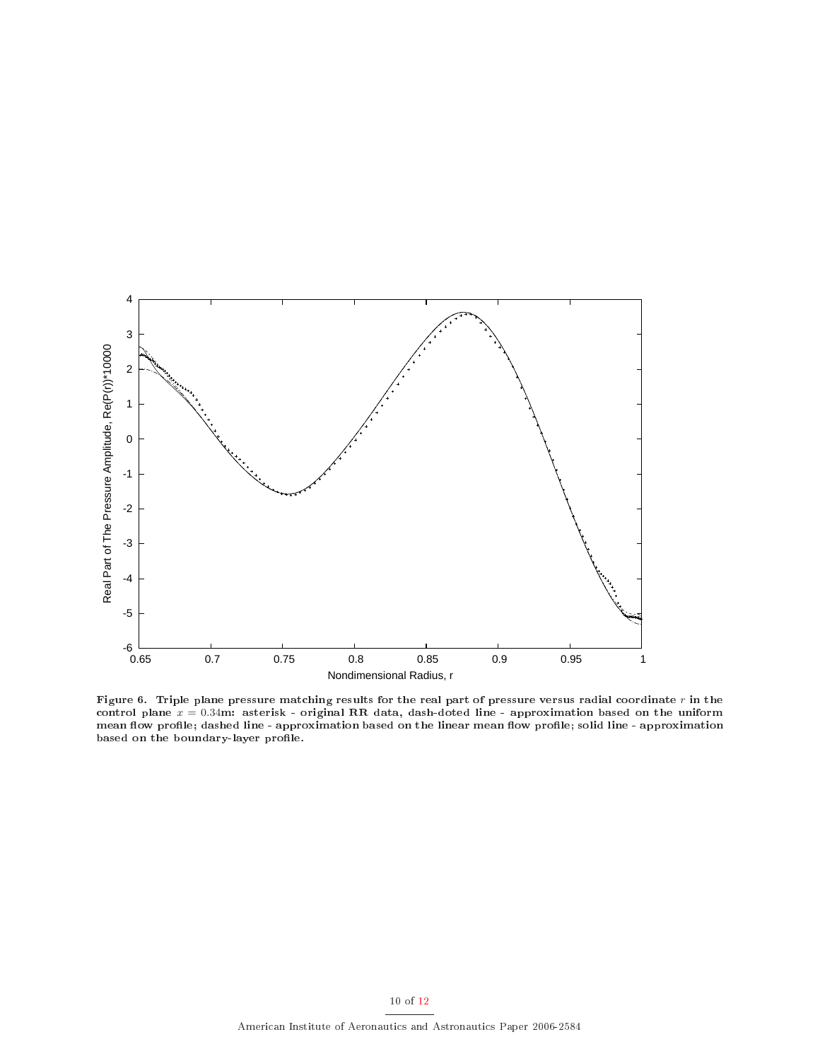Figure 6. Triple plane pressure matching results for the real part of pressure versus radial coordinate $r$ in the control plane $x = 0.34$m: asterisk - original RR data, dash-doted line - approximation based on the uniform mean flow profile; dashed line - approximation based on the linear mean flow profile; solid line - approximation based on the boundary-layer profile.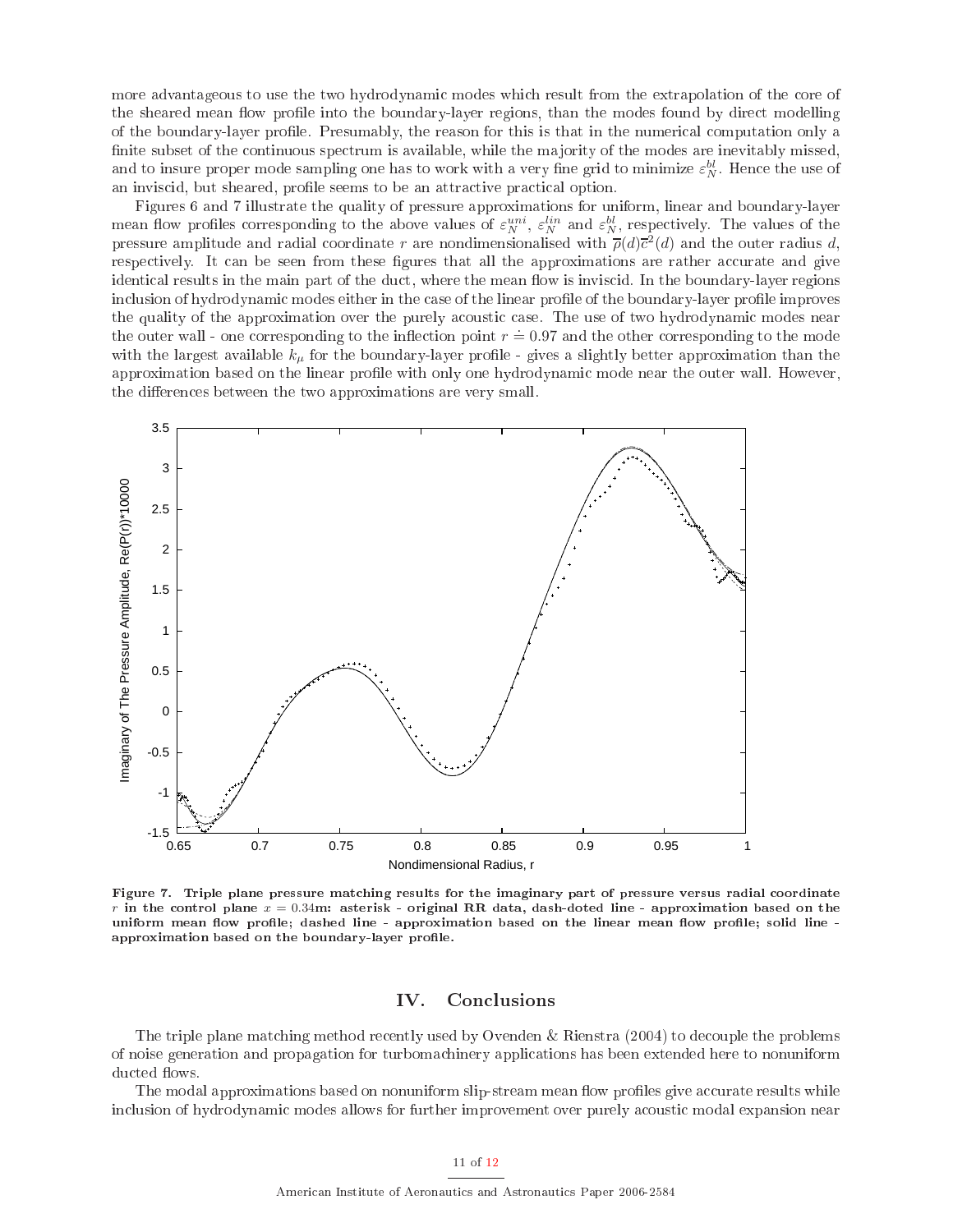more advantageous to use the two hydrodynamic modes which result from the extrapolation of the core of the sheared mean flow profile into the boundary-layer regions, than the modes found by direct modelling of the boundary-layer profile. Presumably, the reason for this is that in the numerical computation only a finite subset of the continuous spectrum is available, while the majority of the modes are inevitably missed, and to insure proper mode sampling one has to work with a very fine grid to minimize $\varepsilon_N^{bl}$. Hence the use of an inviscid, but sheared, profile seems to be an attractive practical option.

Figures 6 and 7 illustrate the quality of pressure approximations for uniform, linear and boundary-layer mean flow profiles corresponding to the above values of $\varepsilon_N^{uni}$, $\varepsilon_N^{lin}$ and $\varepsilon_N^{bl}$, respectively. The values of the pressure amplitude and radial coordinate $r$ are nondimensionalised with $\overline{\rho}(d)\overline{c}^2(d)$ and the outer radius $d$, respectively. It can be seen from these figures that all the approximations are rather accurate and give identical results in the main part of the duct, where the mean flow is inviscid. In the boundary-layer regions inclusion of hydrodynamic modes either in the case of the linear profile of the boundary-layer profile improves the quality of the approximation over the purely acoustic case. The use of two hydrodynamic modes near the outer wall - one corresponding to the inflection point $r \doteq 0.97$ and the other corresponding to the mode with the largest available $k_\mu$ for the boundary-layer profile - gives a slightly better approximation than the approximation based on the linear profile with only one hydrodynamic mode near the outer wall. However, the differences between the two approximations are very small.

**Figure 7. Triple plane pressure matching results for the imaginary part of pressure versus radial coordinate $r$ in the control plane $x = 0.34$m: asterisk - original RR data, dash-doted line - approximation based on the uniform mean flow profile; dashed line - approximation based on the linear mean flow profile; solid line - approximation based on the boundary-layer profile.**

## IV. Conclusions

The triple plane matching method recently used by Ovenden & Rienstra (2004) to decouple the problems of noise generation and propagation for turbomachinery applications has been extended here to nonuniform ducted flows.

The modal approximations based on nonuniform slip-stream mean flow profiles give accurate results while inclusion of hydrodynamic modes allows for further improvement over purely acoustic modal expansion near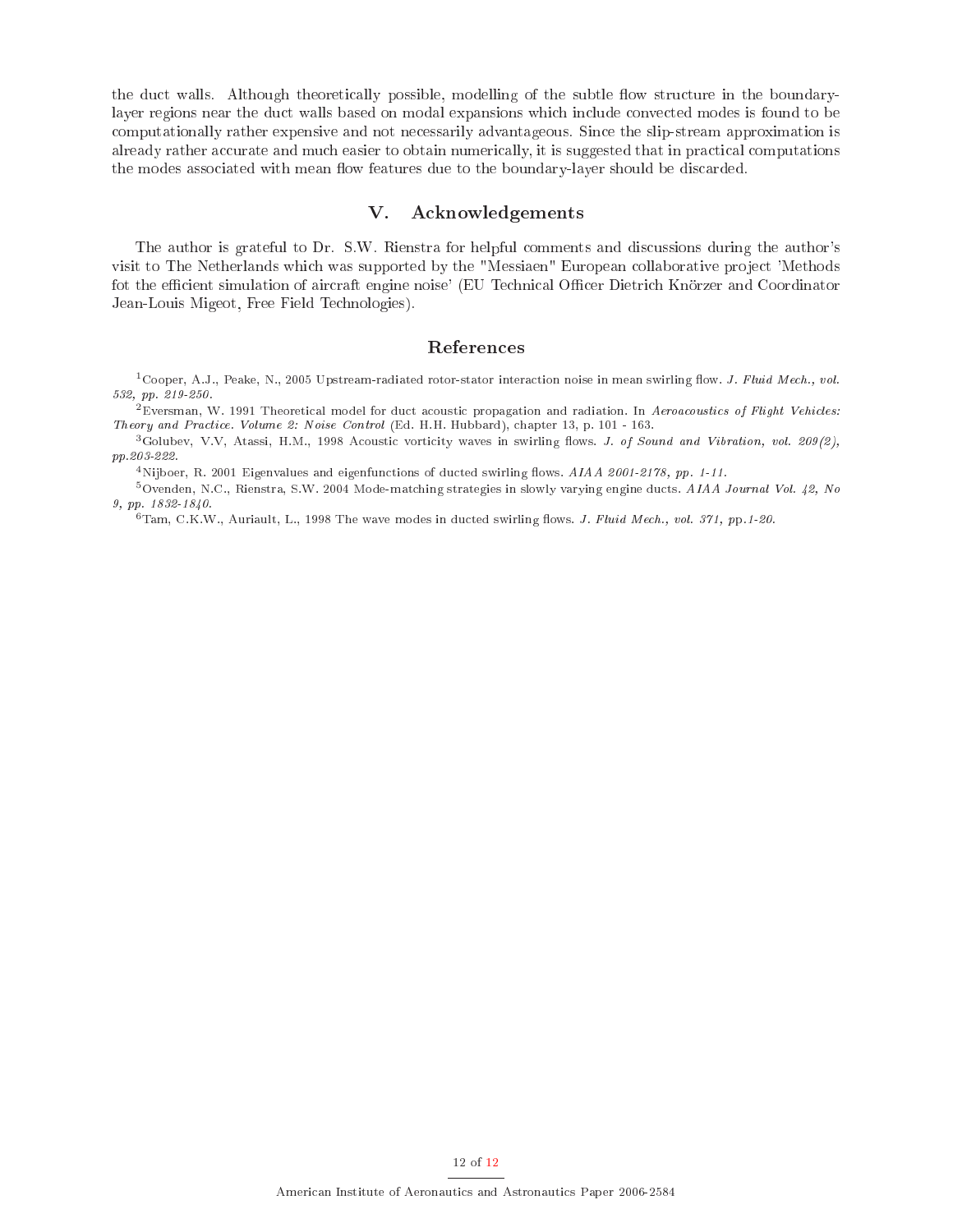the duct walls. Although theoretically possible, modelling of the subtle flow structure in the boundary-layer regions near the duct walls based on modal expansions which include convected modes is found to be computationally rather expensive and not necessarily advantageous. Since the slip-stream approximation is already rather accurate and much easier to obtain numerically, it is suggested that in practical computations the modes associated with mean flow features due to the boundary-layer should be discarded.

## V. Acknowledgements

The author is grateful to Dr. S.W. Rienstra for helpful comments and discussions during the author's visit to The Netherlands which was supported by the "Messiaen" European collaborative project 'Methods fot the efficient simulation of aircraft engine noise' (EU Technical Officer Dietrich Knörzer and Coordinator Jean-Louis Migeot, Free Field Technologies).

## References

[1]Cooper, A.J., Peake, N., 2005 Upstream-radiated rotor-stator interaction noise in mean swirling flow. *J. Fluid Mech., vol. 532, pp. 219-250.*

[2]Eversman, W. 1991 Theoretical model for duct acoustic propagation and radiation. In *Aeroacoustics of Flight Vehicles: Theory and Practice. Volume 2: Noise Control* (Ed. H.H. Hubbard), chapter 13, p. 101 - 163.

[3]Golubev, V.V, Atassi, H.M., 1998 Acoustic vorticity waves in swirling flows. *J. of Sound and Vibration, vol. 209(2), pp.203-222.*

[4]Nijboer, R. 2001 Eigenvalues and eigenfunctions of ducted swirling flows. *AIAA 2001-2178, pp. 1-11.*

[5]Ovenden, N.C., Rienstra, S.W. 2004 Mode-matching strategies in slowly varying engine ducts. *AIAA Journal Vol. 42, No 9, pp. 1832-1840.*

[6]Tam, C.K.W., Auriault, L., 1998 The wave modes in ducted swirling flows. *J. Fluid Mech., vol. 371, pp.1-20.*